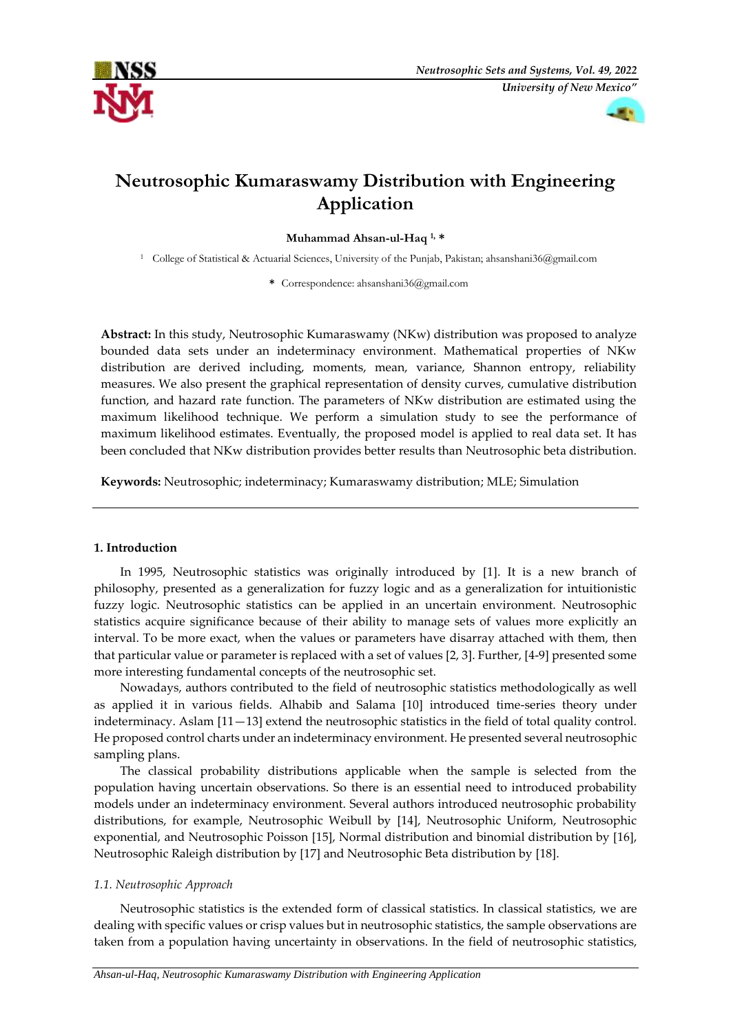# Neutrosophic Kumaraswamy Distribution with Engineering Application

**Muhammad Ahsan-ul-Haq [1,] \***

[1] College of Statistical & Actuarial Sciences, University of the Punjab, Pakistan; ahsanshani36@gmail.com

**\*** Correspondence: ahsanshani36@gmail.com

**Abstract:** In this study, Neutrosophic Kumaraswamy (NKw) distribution was proposed to analyze bounded data sets under an indeterminacy environment. Mathematical properties of NKw distribution are derived including, moments, mean, variance, Shannon entropy, reliability measures. We also present the graphical representation of density curves, cumulative distribution function, and hazard rate function. The parameters of NKw distribution are estimated using the maximum likelihood technique. We perform a simulation study to see the performance of maximum likelihood estimates. Eventually, the proposed model is applied to real data set. It has been concluded that NKw distribution provides better results than Neutrosophic beta distribution.

**Keywords:** Neutrosophic; indeterminacy; Kumaraswamy distribution; MLE; Simulation

## 1. Introduction

In 1995, Neutrosophic statistics was originally introduced by [1]. It is a new branch of philosophy, presented as a generalization for fuzzy logic and as a generalization for intuitionistic fuzzy logic. Neutrosophic statistics can be applied in an uncertain environment. Neutrosophic statistics acquire significance because of their ability to manage sets of values more explicitly an interval. To be more exact, when the values or parameters have disarray attached with them, then that particular value or parameter is replaced with a set of values [2, 3]. Further, [4-9] presented some more interesting fundamental concepts of the neutrosophic set.

Nowadays, authors contributed to the field of neutrosophic statistics methodologically as well as applied it in various fields. Alhabib and Salama [10] introduced time-series theory under indeterminacy. Aslam [11—13] extend the neutrosophic statistics in the field of total quality control. He proposed control charts under an indeterminacy environment. He presented several neutrosophic sampling plans.

The classical probability distributions applicable when the sample is selected from the population having uncertain observations. So there is an essential need to introduced probability models under an indeterminacy environment. Several authors introduced neutrosophic probability distributions, for example, Neutrosophic Weibull by [14], Neutrosophic Uniform, Neutrosophic exponential, and Neutrosophic Poisson [15], Normal distribution and binomial distribution by [16], Neutrosophic Raleigh distribution by [17] and Neutrosophic Beta distribution by [18].

### 1.1. Neutrosophic Approach

Neutrosophic statistics is the extended form of classical statistics. In classical statistics, we are dealing with specific values or crisp values but in neutrosophic statistics, the sample observations are taken from a population having uncertainty in observations. In the field of neutrosophic statistics,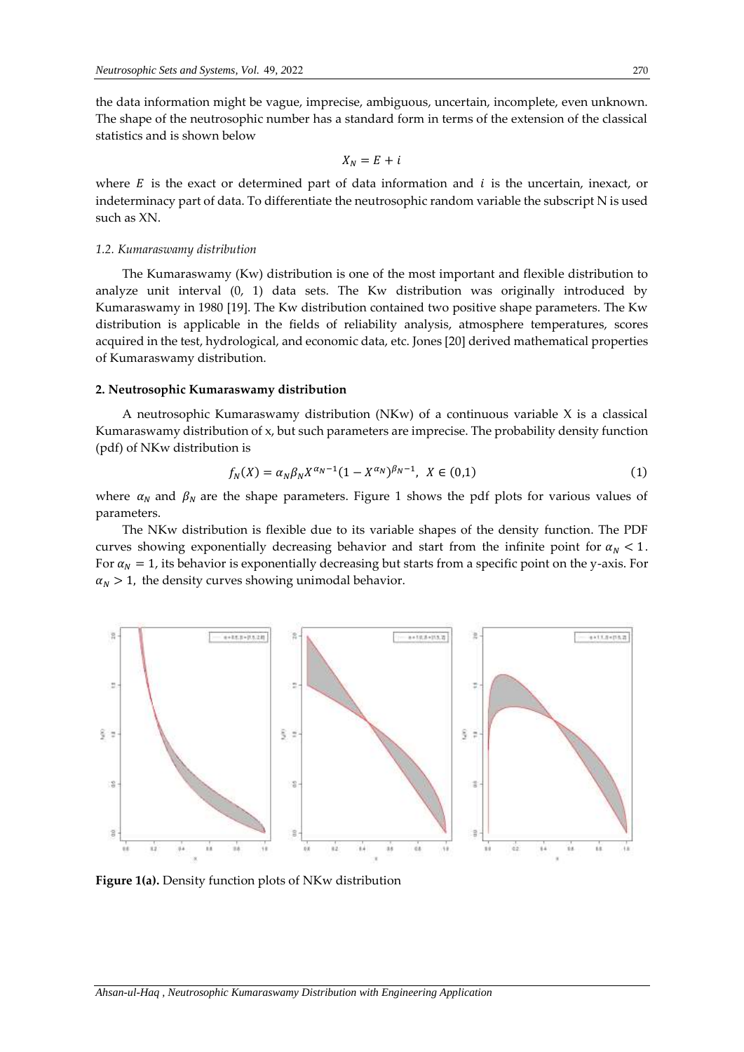the data information might be vague, imprecise, ambiguous, uncertain, incomplete, even unknown. The shape of the neutrosophic number has a standard form in terms of the extension of the classical statistics and is shown below

$$X_N = E + i$$

where $E$ is the exact or determined part of data information and $i$ is the uncertain, inexact, or indeterminacy part of data. To differentiate the neutrosophic random variable the subscript N is used such as XN.

### *1.2. Kumaraswamy distribution*

The Kumaraswamy (Kw) distribution is one of the most important and flexible distribution to analyze unit interval (0, 1) data sets. The Kw distribution was originally introduced by Kumaraswamy in 1980 [19]. The Kw distribution contained two positive shape parameters. The Kw distribution is applicable in the fields of reliability analysis, atmosphere temperatures, scores acquired in the test, hydrological, and economic data, etc. Jones [20] derived mathematical properties of Kumaraswamy distribution.

## **2. Neutrosophic Kumaraswamy distribution**

A neutrosophic Kumaraswamy distribution (NKw) of a continuous variable X is a classical Kumaraswamy distribution of x, but such parameters are imprecise. The probability density function (pdf) of NKw distribution is

$$f_N(X) = \alpha_N \beta_N X^{\alpha_N - 1}(1 - X^{\alpha_N})^{\beta_N - 1}, \ \ X \in (0,1) \tag{1}$$

where $\alpha_N$ and $\beta_N$ are the shape parameters. Figure 1 shows the pdf plots for various values of parameters.

The NKw distribution is flexible due to its variable shapes of the density function. The PDF curves showing exponentially decreasing behavior and start from the infinite point for $\alpha_N < 1$. For $\alpha_N = 1$, its behavior is exponentially decreasing but starts from a specific point on the y-axis. For $\alpha_N > 1$, the density curves showing unimodal behavior.

**Figure 1(a).** Density function plots of NKw distribution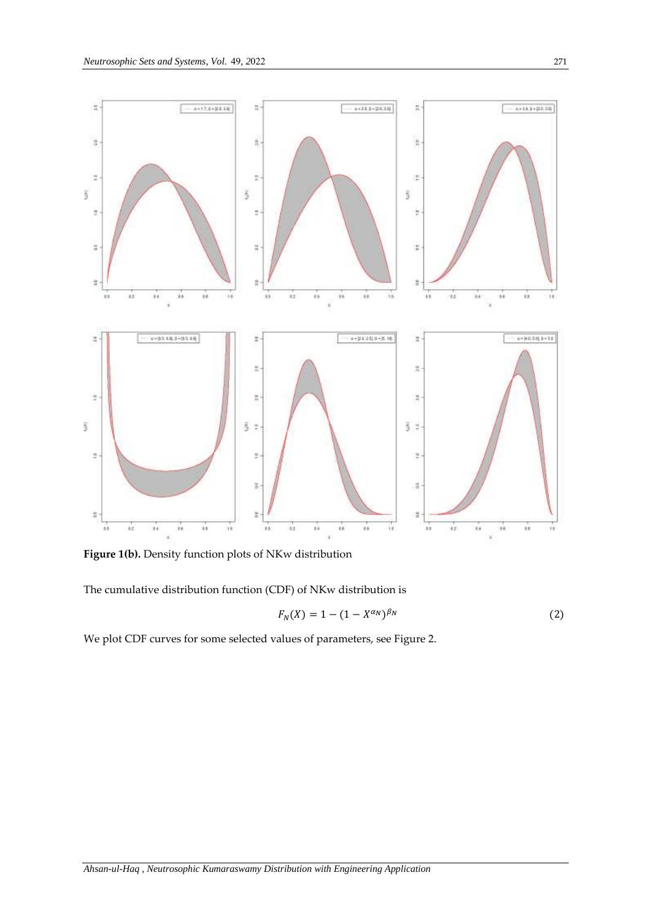**Figure 1(b).** Density function plots of NKw distribution

The cumulative distribution function (CDF) of NKw distribution is

$$F_N(X) = 1 - (1 - X^{\alpha_N})^{\beta_N} \tag{2}$$

We plot CDF curves for some selected values of parameters, see Figure 2.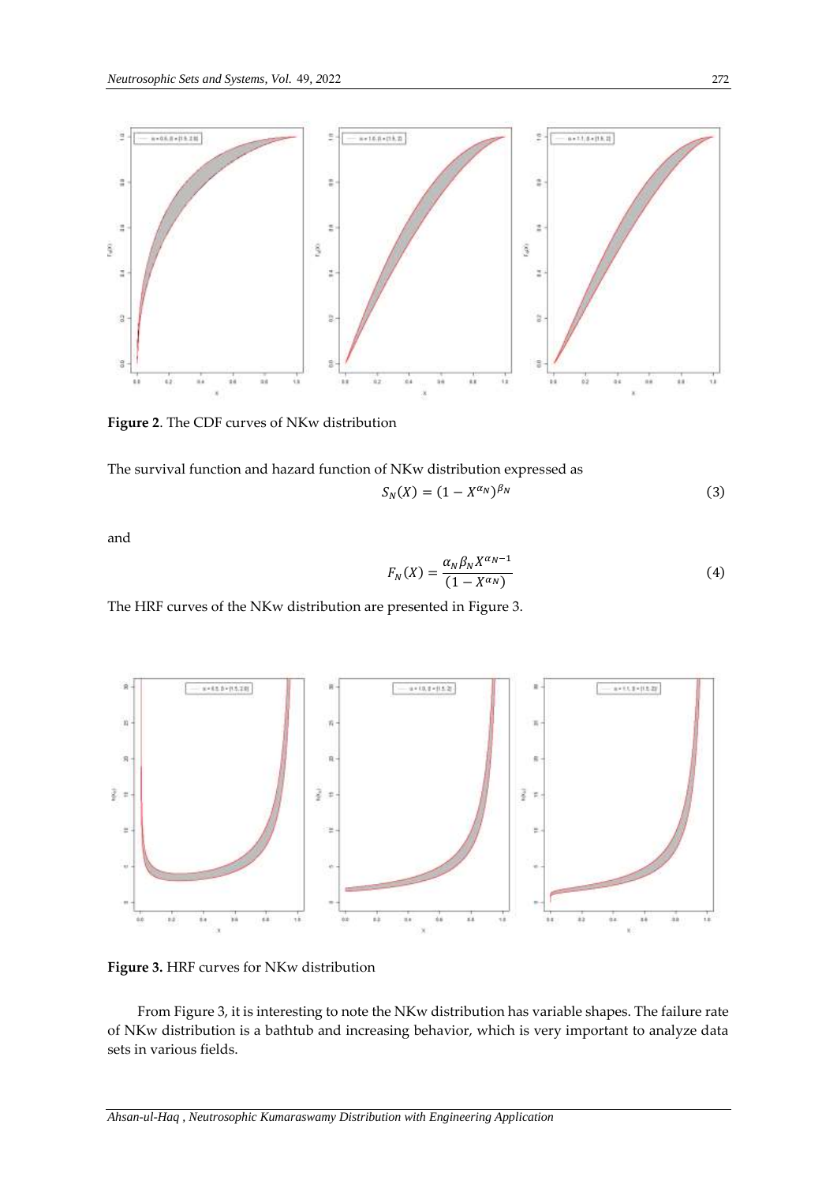**Figure 2**. The CDF curves of NKw distribution

The survival function and hazard function of NKw distribution expressed as

$$S_N(X) = (1 - X^{\alpha_N})^{\beta_N} \tag{3}$$

and

$$F_N(X) = \frac{\alpha_N \beta_N X^{\alpha_N - 1}}{(1 - X^{\alpha_N})} \tag{4}$$

The HRF curves of the NKw distribution are presented in Figure 3.

**Figure 3.** HRF curves for NKw distribution

From Figure 3, it is interesting to note the NKw distribution has variable shapes. The failure rate of NKw distribution is a bathtub and increasing behavior, which is very important to analyze data sets in various fields.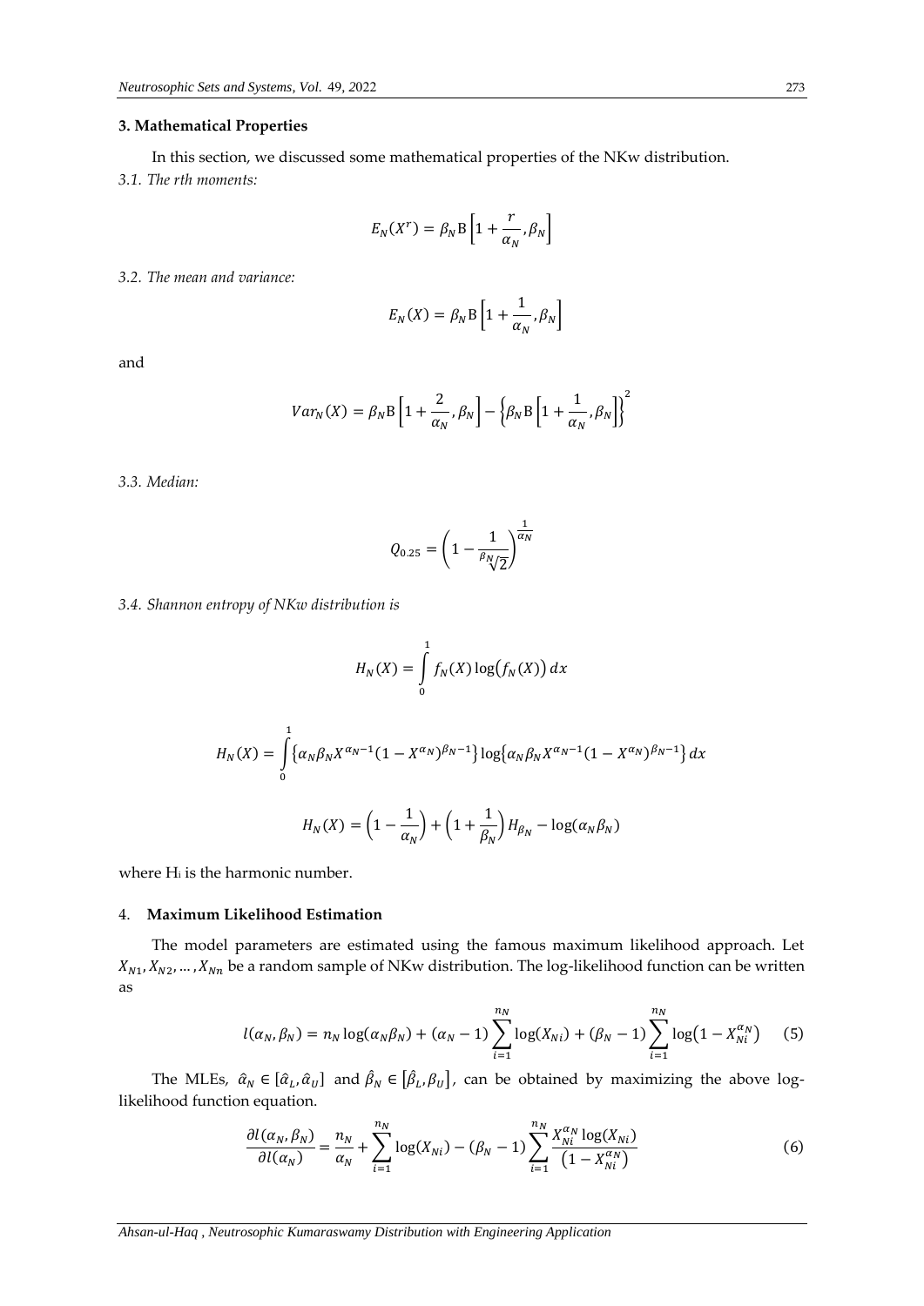### 3. Mathematical Properties

In this section, we discussed some mathematical properties of the NKw distribution.

*3.1. The rth moments:*

$$E_N(X^r) = \beta_N \mathrm{B}\left[1 + \frac{r}{\alpha_N}, \beta_N\right]$$

*3.2. The mean and variance:*

$$E_N(X) = \beta_N \mathrm{B}\left[1 + \frac{1}{\alpha_N}, \beta_N\right]$$

and

$$Var_N(X) = \beta_N \mathrm{B}\left[1 + \frac{2}{\alpha_N}, \beta_N\right] - \left\{\beta_N \mathrm{B}\left[1 + \frac{1}{\alpha_N}, \beta_N\right]\right\}^2$$

*3.3. Median:*

$$Q_{0.25} = \left(1 - \frac{1}{\sqrt[\beta_N]{2}}\right)^{\frac{1}{\alpha_N}}$$

*3.4. Shannon entropy of NKw distribution is*

$$H_N(X) = \int_0^1 f_N(X) \log\big(f_N(X)\big)\, dx$$

$$H_N(X) = \int_0^1 \left\{\alpha_N \beta_N X^{\alpha_N - 1}(1 - X^{\alpha_N})^{\beta_N - 1}\right\} \log\left\{\alpha_N \beta_N X^{\alpha_N - 1}(1 - X^{\alpha_N})^{\beta_N - 1}\right\} dx$$

$$H_N(X) = \left(1 - \frac{1}{\alpha_N}\right) + \left(1 + \frac{1}{\beta_N}\right) H_{\beta_N} - \log(\alpha_N \beta_N)$$

where $H_i$ is the harmonic number.

### 4. Maximum Likelihood Estimation

The model parameters are estimated using the famous maximum likelihood approach. Let $X_{N1}, X_{N2}, \ldots, X_{Nn}$ be a random sample of NKw distribution. The log-likelihood function can be written as

$$l(\alpha_N, \beta_N) = n_N \log(\alpha_N \beta_N) + (\alpha_N - 1)\sum_{i=1}^{n_N} \log(X_{Ni}) + (\beta_N - 1)\sum_{i=1}^{n_N} \log\left(1 - X_{Ni}^{\alpha_N}\right) \quad (5)$$

The MLEs, $\hat{\alpha}_N \in [\hat{\alpha}_L, \hat{\alpha}_U]$ and $\hat{\beta}_N \in [\hat{\beta}_L, \beta_U]$, can be obtained by maximizing the above log-likelihood function equation.

$$\frac{\partial l(\alpha_N, \beta_N)}{\partial l(\alpha_N)} = \frac{n_N}{\alpha_N} + \sum_{i=1}^{n_N} \log(X_{Ni}) - (\beta_N - 1)\sum_{i=1}^{n_N} \frac{X_{Ni}^{\alpha_N} \log(X_{Ni})}{\left(1 - X_{Ni}^{\alpha_N}\right)} \quad (6)$$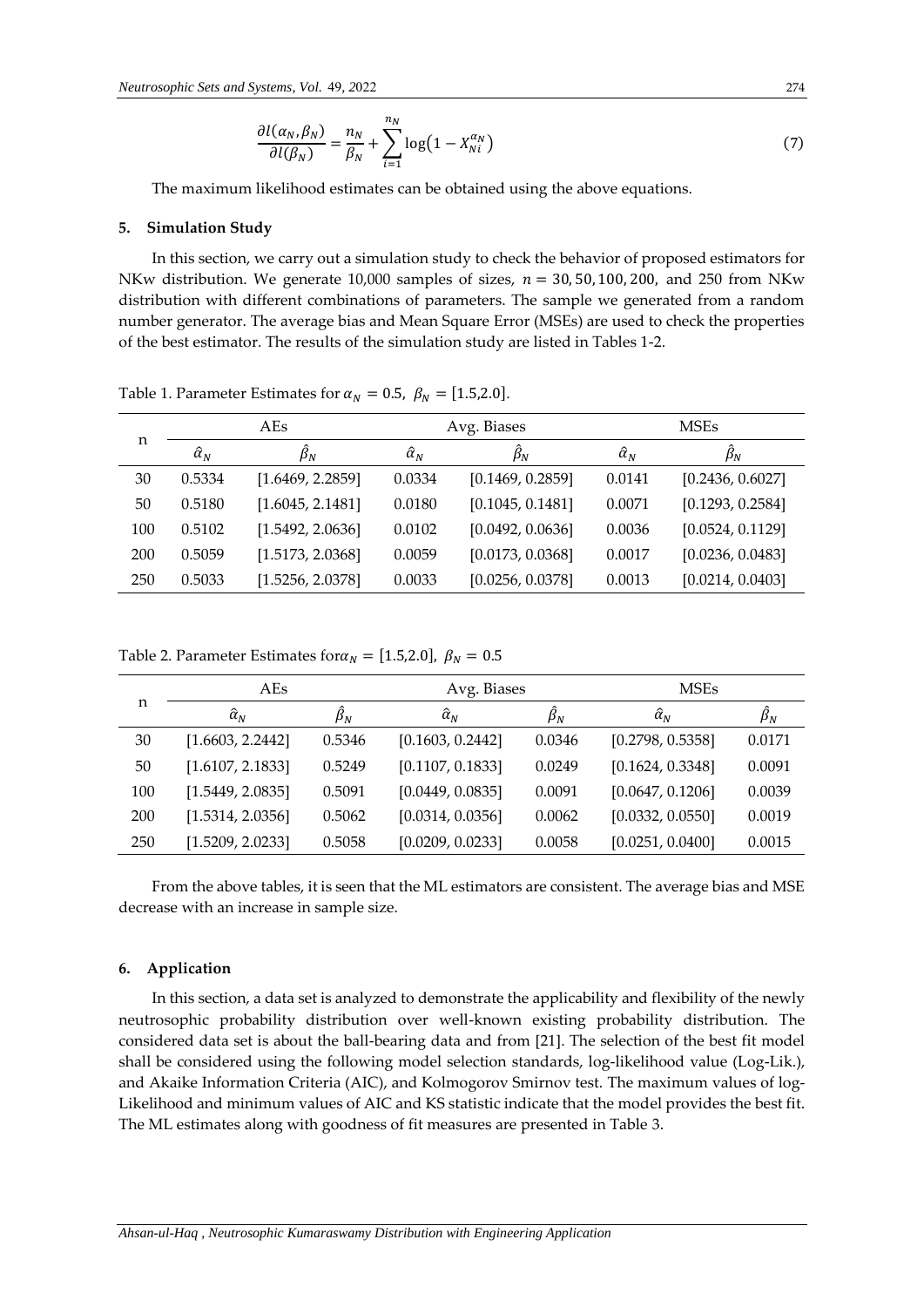$$\frac{\partial l(\alpha_N, \beta_N)}{\partial l(\beta_N)} = \frac{n_N}{\beta_N} + \sum_{i=1}^{n_N} \log\left(1 - X_{Ni}^{\alpha_N}\right) \tag{7}$$

The maximum likelihood estimates can be obtained using the above equations.

## 5. Simulation Study

In this section, we carry out a simulation study to check the behavior of proposed estimators for NKw distribution. We generate 10,000 samples of sizes, $n = 30, 50, 100, 200,$ and 250 from NKw distribution with different combinations of parameters. The sample we generated from a random number generator. The average bias and Mean Square Error (MSEs) are used to check the properties of the best estimator. The results of the simulation study are listed in Tables 1-2.

Table 1. Parameter Estimates for $\alpha_N = 0.5$, $\beta_N = [1.5, 2.0]$.

| n | AEs | | Avg. Biases | | MSEs | |
|---|---|---|---|---|---|---|
| | $\hat{\alpha}_N$ | $\hat{\beta}_N$ | $\hat{\alpha}_N$ | $\hat{\beta}_N$ | $\hat{\alpha}_N$ | $\hat{\beta}_N$ |
| 30 | 0.5334 | [1.6469, 2.2859] | 0.0334 | [0.1469, 0.2859] | 0.0141 | [0.2436, 0.6027] |
| 50 | 0.5180 | [1.6045, 2.1481] | 0.0180 | [0.1045, 0.1481] | 0.0071 | [0.1293, 0.2584] |
| 100 | 0.5102 | [1.5492, 2.0636] | 0.0102 | [0.0492, 0.0636] | 0.0036 | [0.0524, 0.1129] |
| 200 | 0.5059 | [1.5173, 2.0368] | 0.0059 | [0.0173, 0.0368] | 0.0017 | [0.0236, 0.0483] |
| 250 | 0.5033 | [1.5256, 2.0378] | 0.0033 | [0.0256, 0.0378] | 0.0013 | [0.0214, 0.0403] |

Table 2. Parameter Estimates for $\alpha_N = [1.5, 2.0]$, $\beta_N = 0.5$

| n | AEs | | Avg. Biases | | MSEs | |
|---|---|---|---|---|---|---|
| | $\hat{\alpha}_N$ | $\hat{\beta}_N$ | $\hat{\alpha}_N$ | $\hat{\beta}_N$ | $\hat{\alpha}_N$ | $\hat{\beta}_N$ |
| 30 | [1.6603, 2.2442] | 0.5346 | [0.1603, 0.2442] | 0.0346 | [0.2798, 0.5358] | 0.0171 |
| 50 | [1.6107, 2.1833] | 0.5249 | [0.1107, 0.1833] | 0.0249 | [0.1624, 0.3348] | 0.0091 |
| 100 | [1.5449, 2.0835] | 0.5091 | [0.0449, 0.0835] | 0.0091 | [0.0647, 0.1206] | 0.0039 |
| 200 | [1.5314, 2.0356] | 0.5062 | [0.0314, 0.0356] | 0.0062 | [0.0332, 0.0550] | 0.0019 |
| 250 | [1.5209, 2.0233] | 0.5058 | [0.0209, 0.0233] | 0.0058 | [0.0251, 0.0400] | 0.0015 |

From the above tables, it is seen that the ML estimators are consistent. The average bias and MSE decrease with an increase in sample size.

## 6. Application

In this section, a data set is analyzed to demonstrate the applicability and flexibility of the newly neutrosophic probability distribution over well-known existing probability distribution. The considered data set is about the ball-bearing data and from [21]. The selection of the best fit model shall be considered using the following model selection standards, log-likelihood value (Log-Lik.), and Akaike Information Criteria (AIC), and Kolmogorov Smirnov test. The maximum values of log-Likelihood and minimum values of AIC and KS statistic indicate that the model provides the best fit. The ML estimates along with goodness of fit measures are presented in Table 3.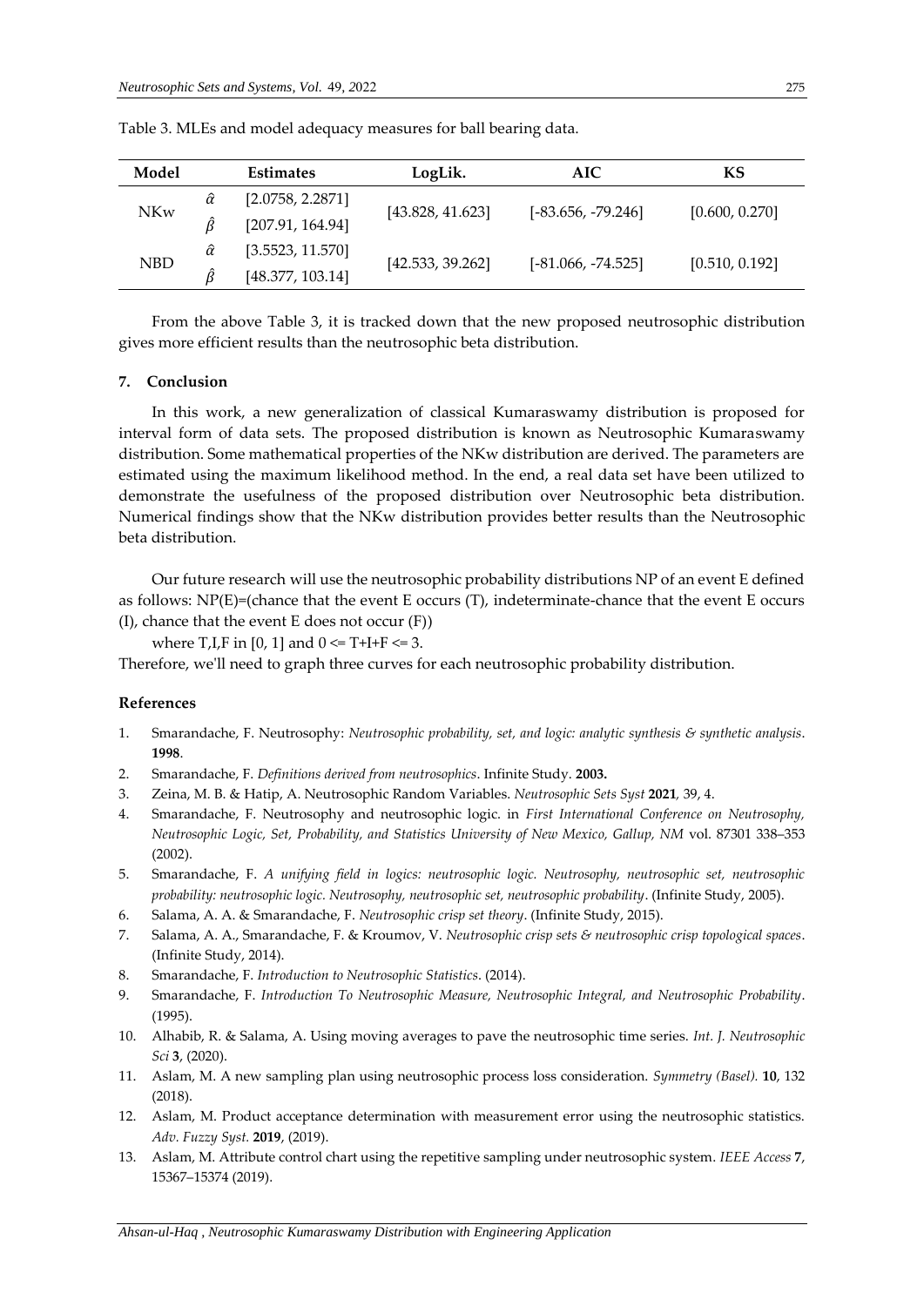Table 3. MLEs and model adequacy measures for ball bearing data.

| Model | | Estimates | LogLik. | AIC | KS |
|---|---|---|---|---|---|
| NKw | $\hat{\alpha}$ | [2.0758, 2.2871] | [43.828, 41.623] | [-83.656, -79.246] | [0.600, 0.270] |
| | $\hat{\beta}$ | [207.91, 164.94] | | | |
| NBD | $\hat{\alpha}$ | [3.5523, 11.570] | [42.533, 39.262] | [-81.066, -74.525] | [0.510, 0.192] |
| | $\hat{\beta}$ | [48.377, 103.14] | | | |

From the above Table 3, it is tracked down that the new proposed neutrosophic distribution gives more efficient results than the neutrosophic beta distribution.

## 7. Conclusion

In this work, a new generalization of classical Kumaraswamy distribution is proposed for interval form of data sets. The proposed distribution is known as Neutrosophic Kumaraswamy distribution. Some mathematical properties of the NKw distribution are derived. The parameters are estimated using the maximum likelihood method. In the end, a real data set have been utilized to demonstrate the usefulness of the proposed distribution over Neutrosophic beta distribution. Numerical findings show that the NKw distribution provides better results than the Neutrosophic beta distribution.

Our future research will use the neutrosophic probability distributions NP of an event E defined as follows: NP(E)=(chance that the event E occurs (T), indeterminate-chance that the event E occurs (I), chance that the event E does not occur (F))

where T,I,F in [0, 1] and 0 <= T+I+F <= 3.

Therefore, we'll need to graph three curves for each neutrosophic probability distribution.

## References

1. Smarandache, F. Neutrosophy: *Neutrosophic probability, set, and logic: analytic synthesis & synthetic analysis*. **1998**.
2. Smarandache, F. *Definitions derived from neutrosophics*. Infinite Study. **2003.**
3. Zeina, M. B. & Hatip, A. Neutrosophic Random Variables. *Neutrosophic Sets Syst* **2021**, 39, 4.
4. Smarandache, F. Neutrosophy and neutrosophic logic. in *First International Conference on Neutrosophy, Neutrosophic Logic, Set, Probability, and Statistics University of New Mexico, Gallup, NM* vol. 87301 338–353 (2002).
5. Smarandache, F. *A unifying field in logics: neutrosophic logic. Neutrosophy, neutrosophic set, neutrosophic probability: neutrosophic logic. Neutrosophy, neutrosophic set, neutrosophic probability*. (Infinite Study, 2005).
6. Salama, A. A. & Smarandache, F. *Neutrosophic crisp set theory*. (Infinite Study, 2015).
7. Salama, A. A., Smarandache, F. & Kroumov, V. *Neutrosophic crisp sets & neutrosophic crisp topological spaces*. (Infinite Study, 2014).
8. Smarandache, F. *Introduction to Neutrosophic Statistics*. (2014).
9. Smarandache, F. *Introduction To Neutrosophic Measure, Neutrosophic Integral, and Neutrosophic Probability*. (1995).
10. Alhabib, R. & Salama, A. Using moving averages to pave the neutrosophic time series. *Int. J. Neutrosophic Sci* **3**, (2020).
11. Aslam, M. A new sampling plan using neutrosophic process loss consideration. *Symmetry (Basel).* **10**, 132 (2018).
12. Aslam, M. Product acceptance determination with measurement error using the neutrosophic statistics. *Adv. Fuzzy Syst.* **2019**, (2019).
13. Aslam, M. Attribute control chart using the repetitive sampling under neutrosophic system. *IEEE Access* **7**, 15367–15374 (2019).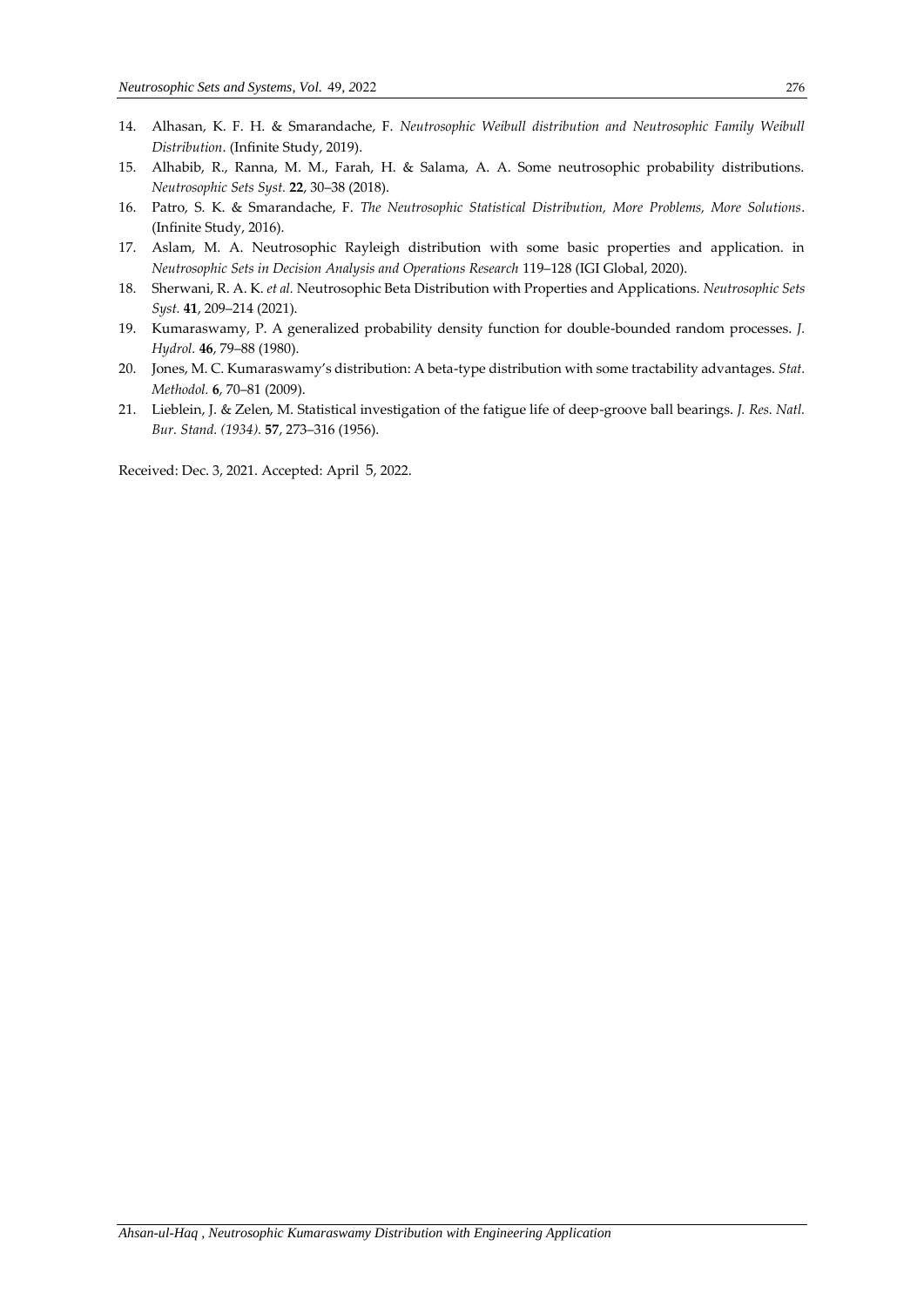14. Alhasan, K. F. H. & Smarandache, F. *Neutrosophic Weibull distribution and Neutrosophic Family Weibull Distribution*. (Infinite Study, 2019).
15. Alhabib, R., Ranna, M. M., Farah, H. & Salama, A. A. Some neutrosophic probability distributions. *Neutrosophic Sets Syst.* **22**, 30–38 (2018).
16. Patro, S. K. & Smarandache, F. *The Neutrosophic Statistical Distribution, More Problems, More Solutions*. (Infinite Study, 2016).
17. Aslam, M. A. Neutrosophic Rayleigh distribution with some basic properties and application. in *Neutrosophic Sets in Decision Analysis and Operations Research* 119–128 (IGI Global, 2020).
18. Sherwani, R. A. K. *et al.* Neutrosophic Beta Distribution with Properties and Applications. *Neutrosophic Sets Syst.* **41**, 209–214 (2021).
19. Kumaraswamy, P. A generalized probability density function for double-bounded random processes. *J. Hydrol.* **46**, 79–88 (1980).
20. Jones, M. C. Kumaraswamy's distribution: A beta-type distribution with some tractability advantages. *Stat. Methodol.* **6**, 70–81 (2009).
21. Lieblein, J. & Zelen, M. Statistical investigation of the fatigue life of deep-groove ball bearings. *J. Res. Natl. Bur. Stand. (1934).* **57**, 273–316 (1956).

Received: Dec. 3, 2021. Accepted: April 5, 2022.